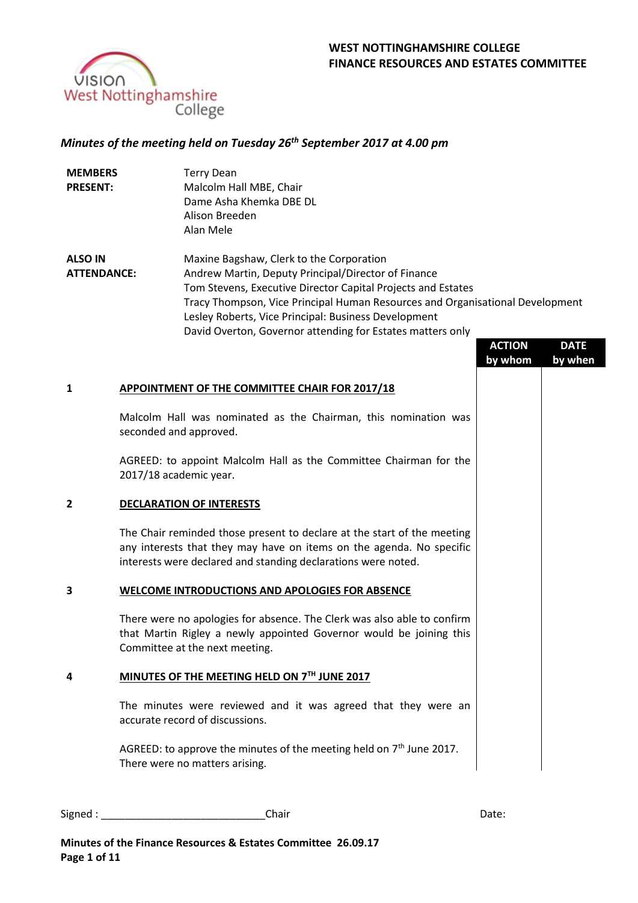**WEST NOTTINGHAMSHIRE COLLEGE**
**FINANCE RESOURCES AND ESTATES COMMITTEE**

***Minutes of the meeting held on Tuesday 26th September 2017 at 4.00 pm***

| | |
|---|---|
| **MEMBERS PRESENT:** | Terry Dean<br>Malcolm Hall MBE, Chair<br>Dame Asha Khemka DBE DL<br>Alison Breeden<br>Alan Mele |
| **ALSO IN ATTENDANCE:** | Maxine Bagshaw, Clerk to the Corporation<br>Andrew Martin, Deputy Principal/Director of Finance<br>Tom Stevens, Executive Director Capital Projects and Estates<br>Tracy Thompson, Vice Principal Human Resources and Organisational Development<br>Lesley Roberts, Vice Principal: Business Development<br>David Overton, Governor attending for Estates matters only |

| | | ACTION by whom | DATE by when |
|---|---|---|---|
| **1** | **APPOINTMENT OF THE COMMITTEE CHAIR FOR 2017/18** | | |
| | Malcolm Hall was nominated as the Chairman, this nomination was seconded and approved. | | |
| | AGREED: to appoint Malcolm Hall as the Committee Chairman for the 2017/18 academic year. | | |
| **2** | **DECLARATION OF INTERESTS** | | |
| | The Chair reminded those present to declare at the start of the meeting any interests that they may have on items on the agenda. No specific interests were declared and standing declarations were noted. | | |
| **3** | **WELCOME INTRODUCTIONS AND APOLOGIES FOR ABSENCE** | | |
| | There were no apologies for absence. The Clerk was also able to confirm that Martin Rigley a newly appointed Governor would be joining this Committee at the next meeting. | | |
| **4** | **MINUTES OF THE MEETING HELD ON 7TH JUNE 2017** | | |
| | The minutes were reviewed and it was agreed that they were an accurate record of discussions. | | |
| | AGREED: to approve the minutes of the meeting held on 7th June 2017. There were no matters arising. | | |

Signed : ___________________________Chair Date: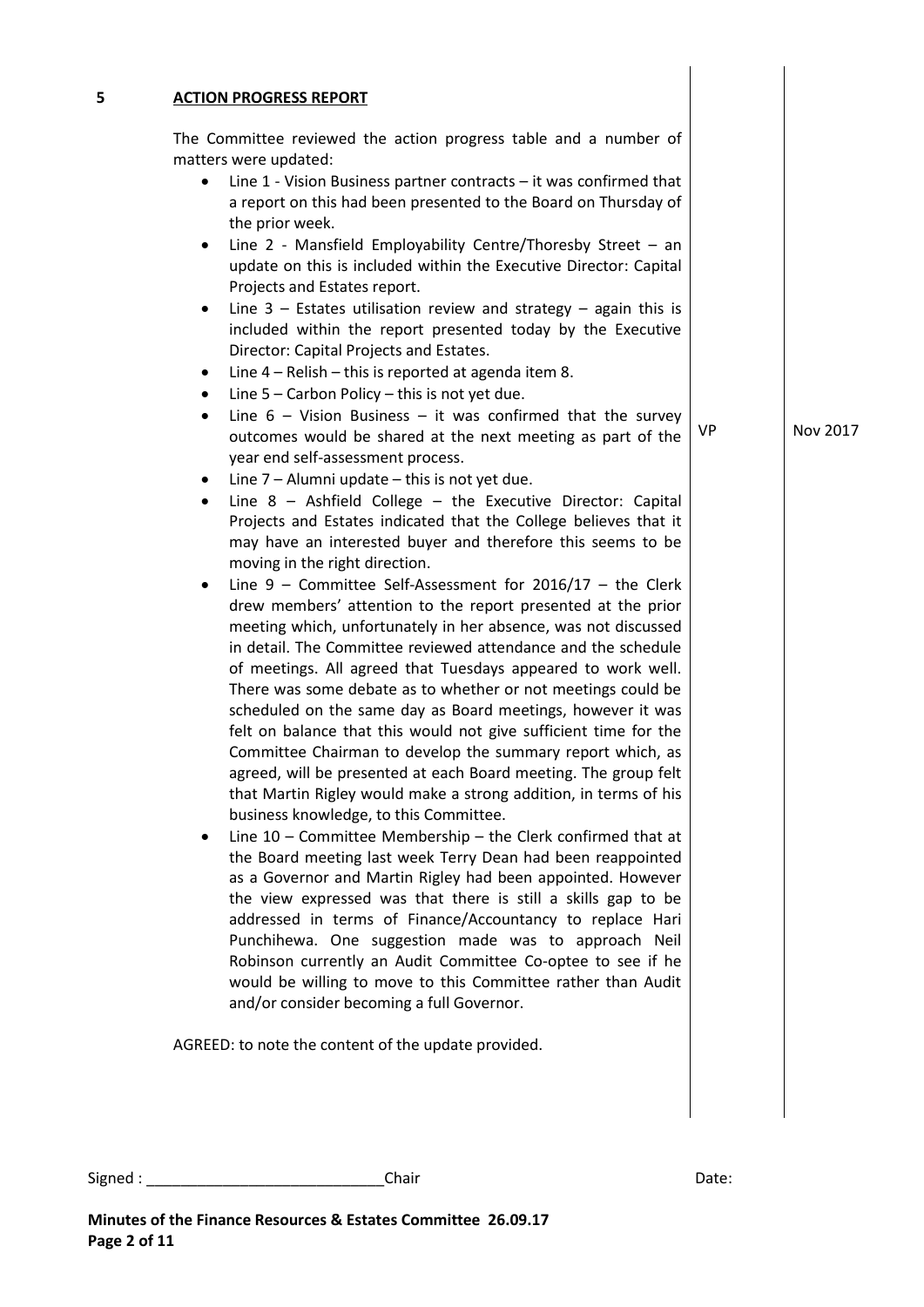**5** **ACTION PROGRESS REPORT**

The Committee reviewed the action progress table and a number of matters were updated:

- Line 1 - Vision Business partner contracts – it was confirmed that a report on this had been presented to the Board on Thursday of the prior week.
- Line 2 - Mansfield Employability Centre/Thoresby Street – an update on this is included within the Executive Director: Capital Projects and Estates report.
- Line 3 – Estates utilisation review and strategy – again this is included within the report presented today by the Executive Director: Capital Projects and Estates.
- Line 4 – Relish – this is reported at agenda item 8.
- Line 5 – Carbon Policy – this is not yet due.
- Line 6 – Vision Business – it was confirmed that the survey outcomes would be shared at the next meeting as part of the year end self-assessment process. — VP — Nov 2017
- Line 7 – Alumni update – this is not yet due.
- Line 8 – Ashfield College – the Executive Director: Capital Projects and Estates indicated that the College believes that it may have an interested buyer and therefore this seems to be moving in the right direction.
- Line 9 – Committee Self-Assessment for 2016/17 – the Clerk drew members' attention to the report presented at the prior meeting which, unfortunately in her absence, was not discussed in detail. The Committee reviewed attendance and the schedule of meetings. All agreed that Tuesdays appeared to work well. There was some debate as to whether or not meetings could be scheduled on the same day as Board meetings, however it was felt on balance that this would not give sufficient time for the Committee Chairman to develop the summary report which, as agreed, will be presented at each Board meeting. The group felt that Martin Rigley would make a strong addition, in terms of his business knowledge, to this Committee.
- Line 10 – Committee Membership – the Clerk confirmed that at the Board meeting last week Terry Dean had been reappointed as a Governor and Martin Rigley had been appointed. However the view expressed was that there is still a skills gap to be addressed in terms of Finance/Accountancy to replace Hari Punchihewa. One suggestion made was to approach Neil Robinson currently an Audit Committee Co-optee to see if he would be willing to move to this Committee rather than Audit and/or consider becoming a full Governor.

AGREED: to note the content of the update provided.

Signed : ___________________________Chair Date:

**Minutes of the Finance Resources & Estates Committee 26.09.17**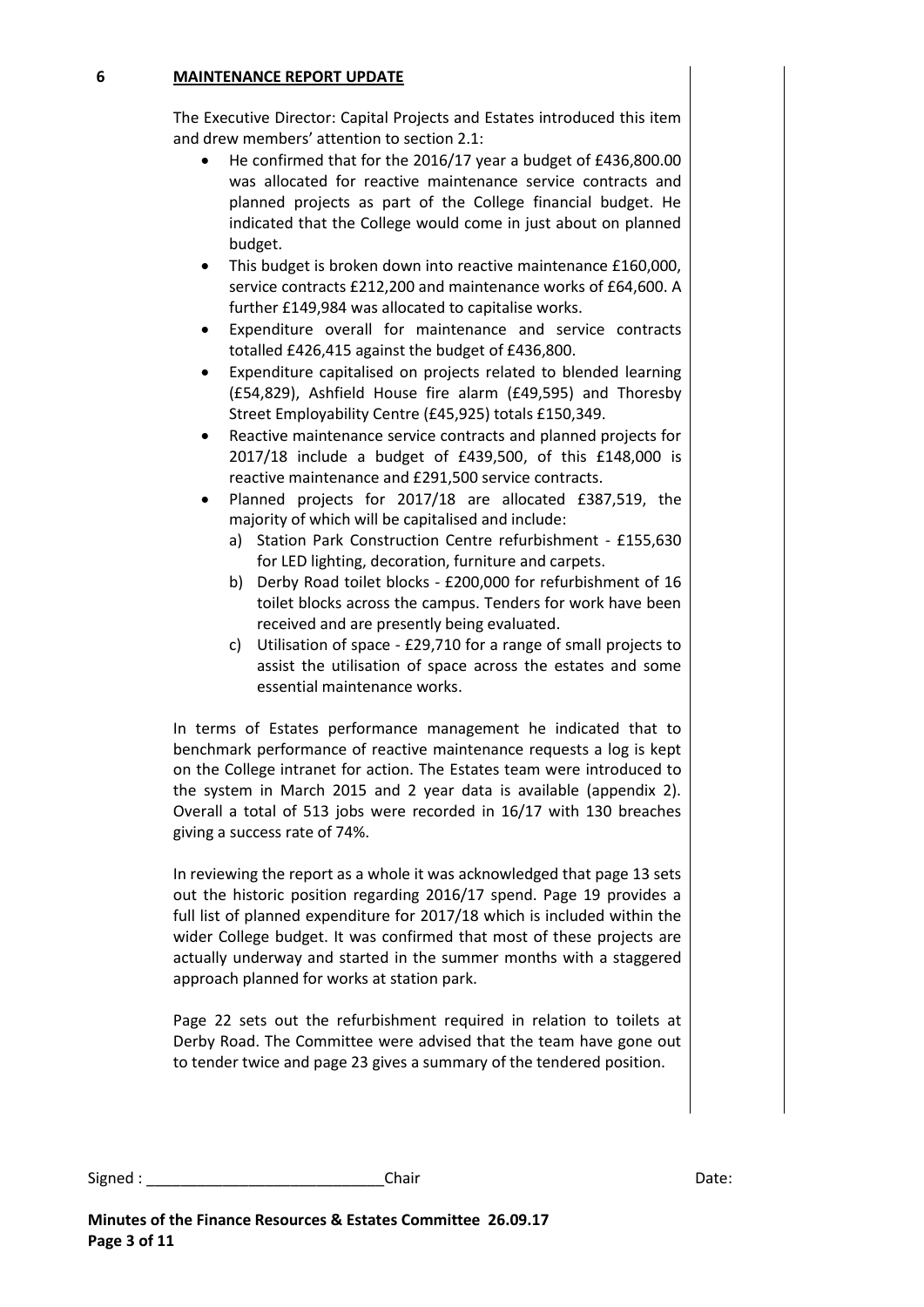## 6 MAINTENANCE REPORT UPDATE

The Executive Director: Capital Projects and Estates introduced this item and drew members' attention to section 2.1:

- He confirmed that for the 2016/17 year a budget of £436,800.00 was allocated for reactive maintenance service contracts and planned projects as part of the College financial budget. He indicated that the College would come in just about on planned budget.
- This budget is broken down into reactive maintenance £160,000, service contracts £212,200 and maintenance works of £64,600. A further £149,984 was allocated to capitalise works.
- Expenditure overall for maintenance and service contracts totalled £426,415 against the budget of £436,800.
- Expenditure capitalised on projects related to blended learning (£54,829), Ashfield House fire alarm (£49,595) and Thoresby Street Employability Centre (£45,925) totals £150,349.
- Reactive maintenance service contracts and planned projects for 2017/18 include a budget of £439,500, of this £148,000 is reactive maintenance and £291,500 service contracts.
- Planned projects for 2017/18 are allocated £387,519, the majority of which will be capitalised and include:
  a) Station Park Construction Centre refurbishment - £155,630 for LED lighting, decoration, furniture and carpets.
  b) Derby Road toilet blocks - £200,000 for refurbishment of 16 toilet blocks across the campus. Tenders for work have been received and are presently being evaluated.
  c) Utilisation of space - £29,710 for a range of small projects to assist the utilisation of space across the estates and some essential maintenance works.

In terms of Estates performance management he indicated that to benchmark performance of reactive maintenance requests a log is kept on the College intranet for action. The Estates team were introduced to the system in March 2015 and 2 year data is available (appendix 2). Overall a total of 513 jobs were recorded in 16/17 with 130 breaches giving a success rate of 74%.

In reviewing the report as a whole it was acknowledged that page 13 sets out the historic position regarding 2016/17 spend. Page 19 provides a full list of planned expenditure for 2017/18 which is included within the wider College budget. It was confirmed that most of these projects are actually underway and started in the summer months with a staggered approach planned for works at station park.

Page 22 sets out the refurbishment required in relation to toilets at Derby Road. The Committee were advised that the team have gone out to tender twice and page 23 gives a summary of the tendered position.

Signed : ___________________________Chair Date:

**Minutes of the Finance Resources & Estates Committee 26.09.17**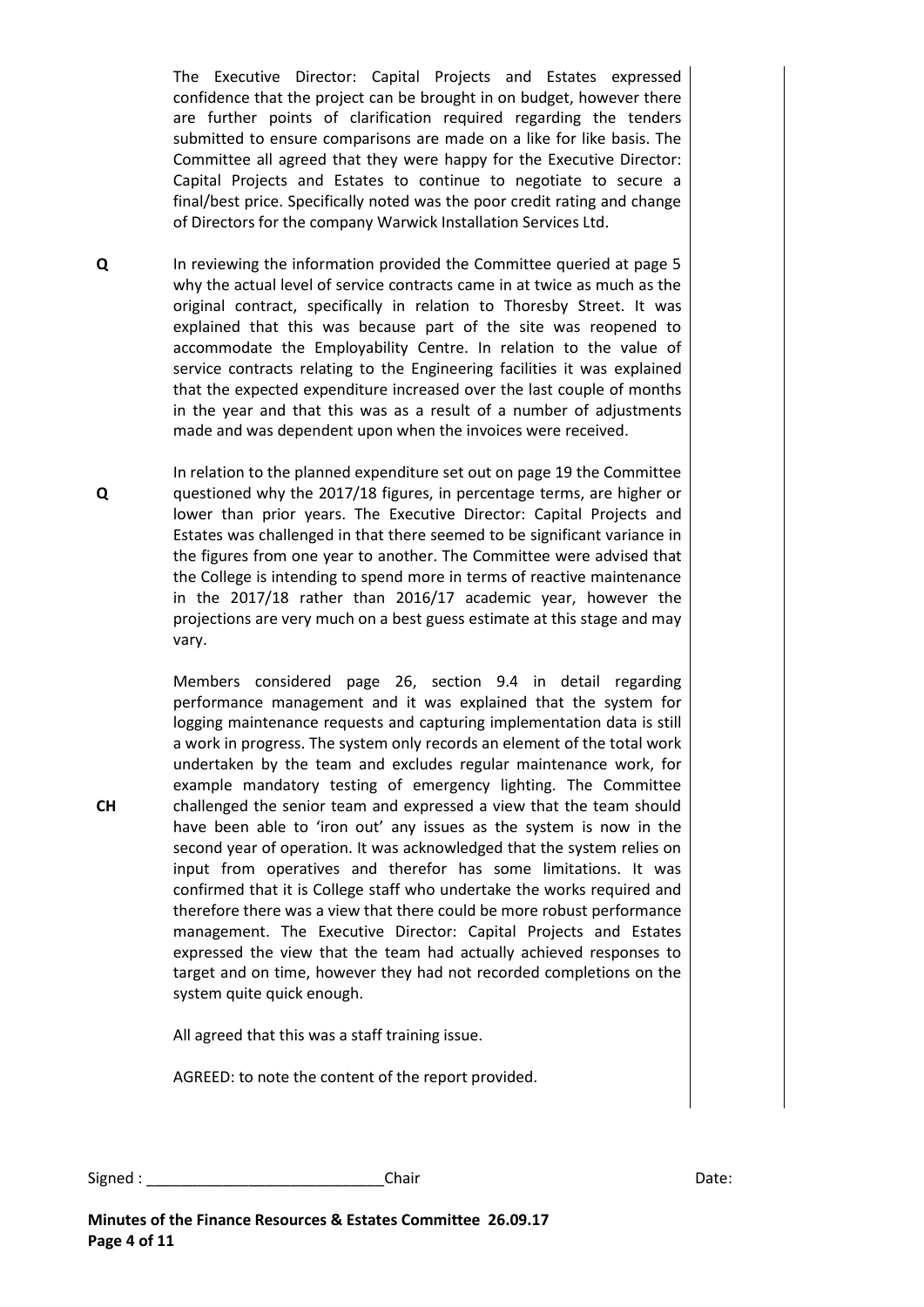The Executive Director: Capital Projects and Estates expressed confidence that the project can be brought in on budget, however there are further points of clarification required regarding the tenders submitted to ensure comparisons are made on a like for like basis. The Committee all agreed that they were happy for the Executive Director: Capital Projects and Estates to continue to negotiate to secure a final/best price. Specifically noted was the poor credit rating and change of Directors for the company Warwick Installation Services Ltd.

**Q** In reviewing the information provided the Committee queried at page 5 why the actual level of service contracts came in at twice as much as the original contract, specifically in relation to Thoresby Street. It was explained that this was because part of the site was reopened to accommodate the Employability Centre. In relation to the value of service contracts relating to the Engineering facilities it was explained that the expected expenditure increased over the last couple of months in the year and that this was as a result of a number of adjustments made and was dependent upon when the invoices were received.

**Q** In relation to the planned expenditure set out on page 19 the Committee questioned why the 2017/18 figures, in percentage terms, are higher or lower than prior years. The Executive Director: Capital Projects and Estates was challenged in that there seemed to be significant variance in the figures from one year to another. The Committee were advised that the College is intending to spend more in terms of reactive maintenance in the 2017/18 rather than 2016/17 academic year, however the projections are very much on a best guess estimate at this stage and may vary.

**CH** Members considered page 26, section 9.4 in detail regarding performance management and it was explained that the system for logging maintenance requests and capturing implementation data is still a work in progress. The system only records an element of the total work undertaken by the team and excludes regular maintenance work, for example mandatory testing of emergency lighting. The Committee challenged the senior team and expressed a view that the team should have been able to 'iron out' any issues as the system is now in the second year of operation. It was acknowledged that the system relies on input from operatives and therefor has some limitations. It was confirmed that it is College staff who undertake the works required and therefore there was a view that there could be more robust performance management. The Executive Director: Capital Projects and Estates expressed the view that the team had actually achieved responses to target and on time, however they had not recorded completions on the system quite quick enough.

All agreed that this was a staff training issue.

AGREED: to note the content of the report provided.

Signed : ___________________________Chair Date:

**Minutes of the Finance Resources & Estates Committee 26.09.17**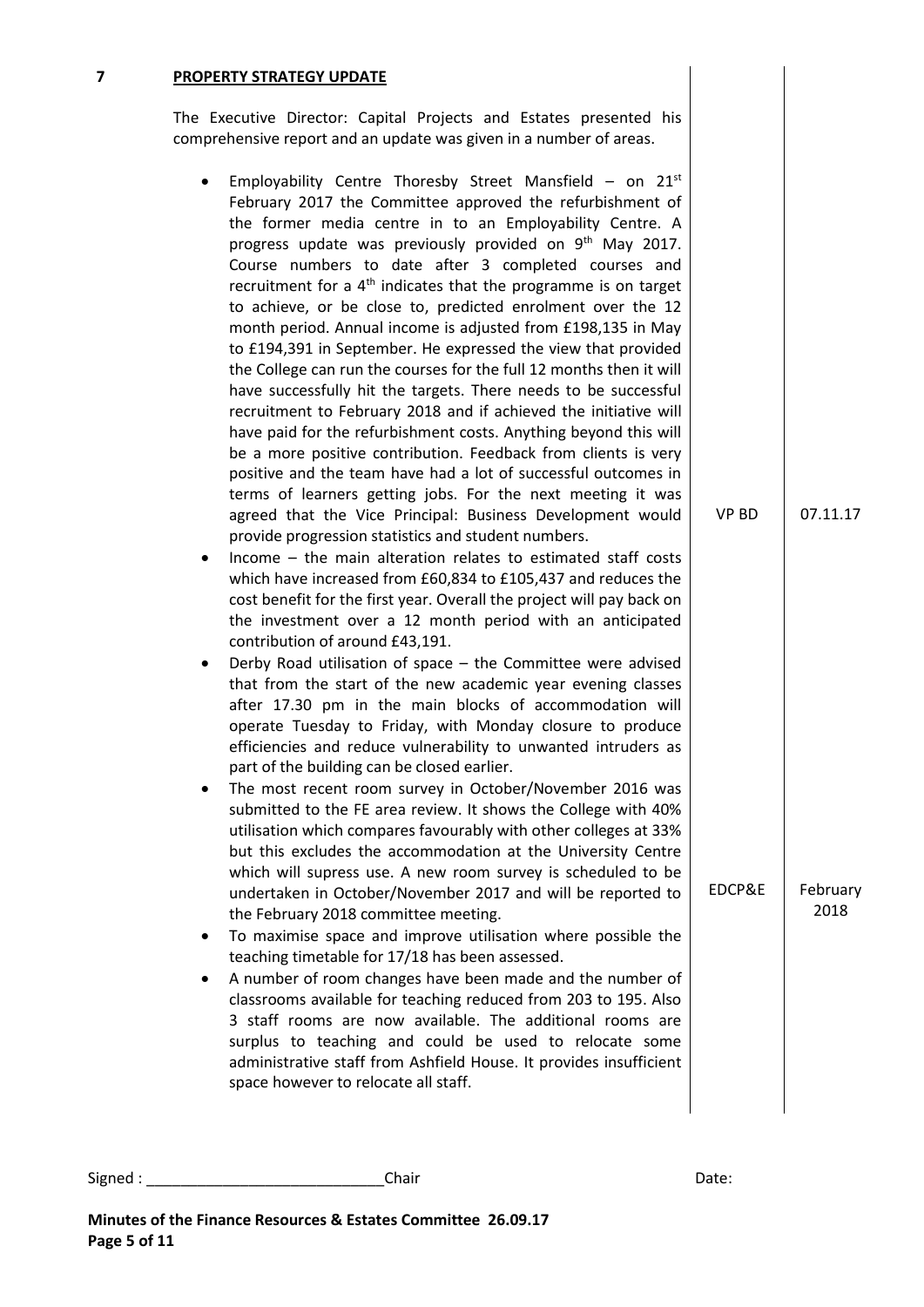## 7 PROPERTY STRATEGY UPDATE

The Executive Director: Capital Projects and Estates presented his comprehensive report and an update was given in a number of areas.

| | Action | Date |
|---|---|---|
| • Employability Centre Thoresby Street Mansfield – on 21st February 2017 the Committee approved the refurbishment of the former media centre in to an Employability Centre. A progress update was previously provided on 9th May 2017. Course numbers to date after 3 completed courses and recruitment for a 4th indicates that the programme is on target to achieve, or be close to, predicted enrolment over the 12 month period. Annual income is adjusted from £198,135 in May to £194,391 in September. He expressed the view that provided the College can run the courses for the full 12 months then it will have successfully hit the targets. There needs to be successful recruitment to February 2018 and if achieved the initiative will have paid for the refurbishment costs. Anything beyond this will be a more positive contribution. Feedback from clients is very positive and the team have had a lot of successful outcomes in terms of learners getting jobs. For the next meeting it was agreed that the Vice Principal: Business Development would provide progression statistics and student numbers. | VP BD | 07.11.17 |
| • Income – the main alteration relates to estimated staff costs which have increased from £60,834 to £105,437 and reduces the cost benefit for the first year. Overall the project will pay back on the investment over a 12 month period with an anticipated contribution of around £43,191. | | |
| • Derby Road utilisation of space – the Committee were advised that from the start of the new academic year evening classes after 17.30 pm in the main blocks of accommodation will operate Tuesday to Friday, with Monday closure to produce efficiencies and reduce vulnerability to unwanted intruders as part of the building can be closed earlier. | | |
| • The most recent room survey in October/November 2016 was submitted to the FE area review. It shows the College with 40% utilisation which compares favourably with other colleges at 33% but this excludes the accommodation at the University Centre which will supress use. A new room survey is scheduled to be undertaken in October/November 2017 and will be reported to the February 2018 committee meeting. | EDCP&E | February 2018 |
| • To maximise space and improve utilisation where possible the teaching timetable for 17/18 has been assessed. | | |
| • A number of room changes have been made and the number of classrooms available for teaching reduced from 203 to 195. Also 3 staff rooms are now available. The additional rooms are surplus to teaching and could be used to relocate some administrative staff from Ashfield House. It provides insufficient space however to relocate all staff. | | |

Signed : ___________________________ Chair Date:

**Minutes of the Finance Resources & Estates Committee 26.09.17**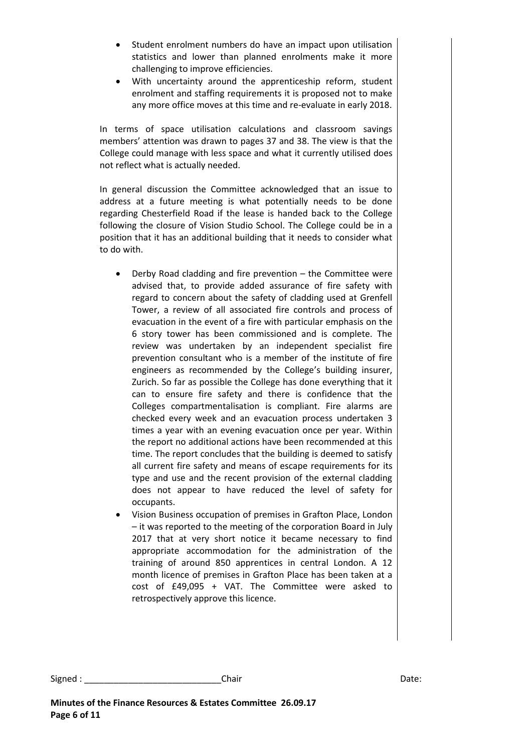- Student enrolment numbers do have an impact upon utilisation statistics and lower than planned enrolments make it more challenging to improve efficiencies.
- With uncertainty around the apprenticeship reform, student enrolment and staffing requirements it is proposed not to make any more office moves at this time and re-evaluate in early 2018.

In terms of space utilisation calculations and classroom savings members' attention was drawn to pages 37 and 38. The view is that the College could manage with less space and what it currently utilised does not reflect what is actually needed.

In general discussion the Committee acknowledged that an issue to address at a future meeting is what potentially needs to be done regarding Chesterfield Road if the lease is handed back to the College following the closure of Vision Studio School. The College could be in a position that it has an additional building that it needs to consider what to do with.

- Derby Road cladding and fire prevention – the Committee were advised that, to provide added assurance of fire safety with regard to concern about the safety of cladding used at Grenfell Tower, a review of all associated fire controls and process of evacuation in the event of a fire with particular emphasis on the 6 story tower has been commissioned and is complete. The review was undertaken by an independent specialist fire prevention consultant who is a member of the institute of fire engineers as recommended by the College's building insurer, Zurich. So far as possible the College has done everything that it can to ensure fire safety and there is confidence that the Colleges compartmentalisation is compliant. Fire alarms are checked every week and an evacuation process undertaken 3 times a year with an evening evacuation once per year. Within the report no additional actions have been recommended at this time. The report concludes that the building is deemed to satisfy all current fire safety and means of escape requirements for its type and use and the recent provision of the external cladding does not appear to have reduced the level of safety for occupants.
- Vision Business occupation of premises in Grafton Place, London – it was reported to the meeting of the corporation Board in July 2017 that at very short notice it became necessary to find appropriate accommodation for the administration of the training of around 850 apprentices in central London. A 12 month licence of premises in Grafton Place has been taken at a cost of £49,095 + VAT. The Committee were asked to retrospectively approve this licence.

Signed : ___________________________Chair Date:

**Minutes of the Finance Resources & Estates Committee 26.09.17**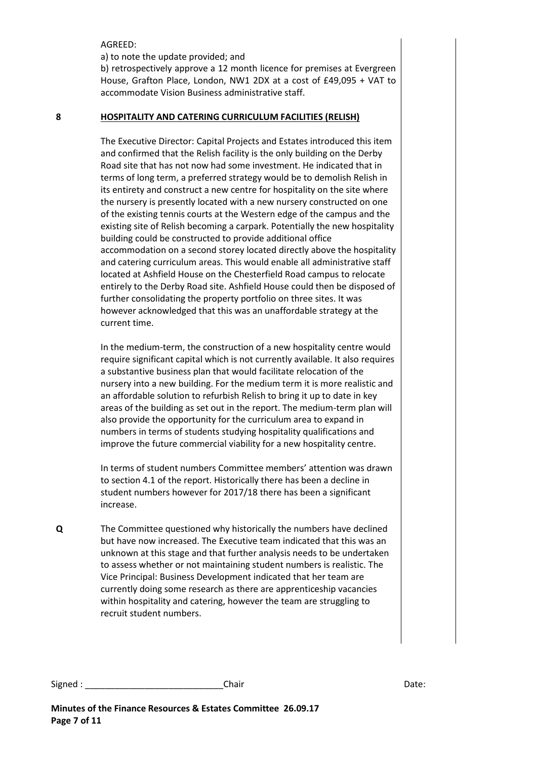AGREED:

a) to note the update provided; and

b) retrospectively approve a 12 month licence for premises at Evergreen House, Grafton Place, London, NW1 2DX at a cost of £49,095 + VAT to accommodate Vision Business administrative staff.

**8 HOSPITALITY AND CATERING CURRICULUM FACILITIES (RELISH)**

The Executive Director: Capital Projects and Estates introduced this item and confirmed that the Relish facility is the only building on the Derby Road site that has not now had some investment. He indicated that in terms of long term, a preferred strategy would be to demolish Relish in its entirety and construct a new centre for hospitality on the site where the nursery is presently located with a new nursery constructed on one of the existing tennis courts at the Western edge of the campus and the existing site of Relish becoming a carpark. Potentially the new hospitality building could be constructed to provide additional office accommodation on a second storey located directly above the hospitality and catering curriculum areas. This would enable all administrative staff located at Ashfield House on the Chesterfield Road campus to relocate entirely to the Derby Road site. Ashfield House could then be disposed of further consolidating the property portfolio on three sites. It was however acknowledged that this was an unaffordable strategy at the current time.

In the medium-term, the construction of a new hospitality centre would require significant capital which is not currently available. It also requires a substantive business plan that would facilitate relocation of the nursery into a new building. For the medium term it is more realistic and an affordable solution to refurbish Relish to bring it up to date in key areas of the building as set out in the report. The medium-term plan will also provide the opportunity for the curriculum area to expand in numbers in terms of students studying hospitality qualifications and improve the future commercial viability for a new hospitality centre.

In terms of student numbers Committee members' attention was drawn to section 4.1 of the report. Historically there has been a decline in student numbers however for 2017/18 there has been a significant increase.

**Q** The Committee questioned why historically the numbers have declined but have now increased. The Executive team indicated that this was an unknown at this stage and that further analysis needs to be undertaken to assess whether or not maintaining student numbers is realistic. The Vice Principal: Business Development indicated that her team are currently doing some research as there are apprenticeship vacancies within hospitality and catering, however the team are struggling to recruit student numbers.

Signed : ____________________________ Chair Date:

**Minutes of the Finance Resources & Estates Committee 26.09.17**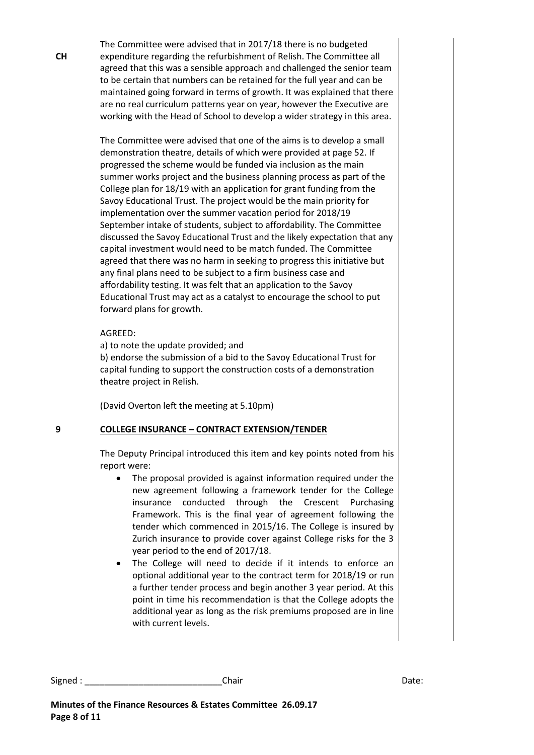**CH**

The Committee were advised that in 2017/18 there is no budgeted expenditure regarding the refurbishment of Relish. The Committee all agreed that this was a sensible approach and challenged the senior team to be certain that numbers can be retained for the full year and can be maintained going forward in terms of growth. It was explained that there are no real curriculum patterns year on year, however the Executive are working with the Head of School to develop a wider strategy in this area.

The Committee were advised that one of the aims is to develop a small demonstration theatre, details of which were provided at page 52. If progressed the scheme would be funded via inclusion as the main summer works project and the business planning process as part of the College plan for 18/19 with an application for grant funding from the Savoy Educational Trust. The project would be the main priority for implementation over the summer vacation period for 2018/19 September intake of students, subject to affordability. The Committee discussed the Savoy Educational Trust and the likely expectation that any capital investment would need to be match funded. The Committee agreed that there was no harm in seeking to progress this initiative but any final plans need to be subject to a firm business case and affordability testing. It was felt that an application to the Savoy Educational Trust may act as a catalyst to encourage the school to put forward plans for growth.

AGREED:

a) to note the update provided; and

b) endorse the submission of a bid to the Savoy Educational Trust for capital funding to support the construction costs of a demonstration theatre project in Relish.

(David Overton left the meeting at 5.10pm)

## 9 COLLEGE INSURANCE – CONTRACT EXTENSION/TENDER

The Deputy Principal introduced this item and key points noted from his report were:

- The proposal provided is against information required under the new agreement following a framework tender for the College insurance conducted through the Crescent Purchasing Framework. This is the final year of agreement following the tender which commenced in 2015/16. The College is insured by Zurich insurance to provide cover against College risks for the 3 year period to the end of 2017/18.
- The College will need to decide if it intends to enforce an optional additional year to the contract term for 2018/19 or run a further tender process and begin another 3 year period. At this point in time his recommendation is that the College adopts the additional year as long as the risk premiums proposed are in line with current levels.

Signed : ___________________________Chair Date:

**Minutes of the Finance Resources & Estates Committee 26.09.17**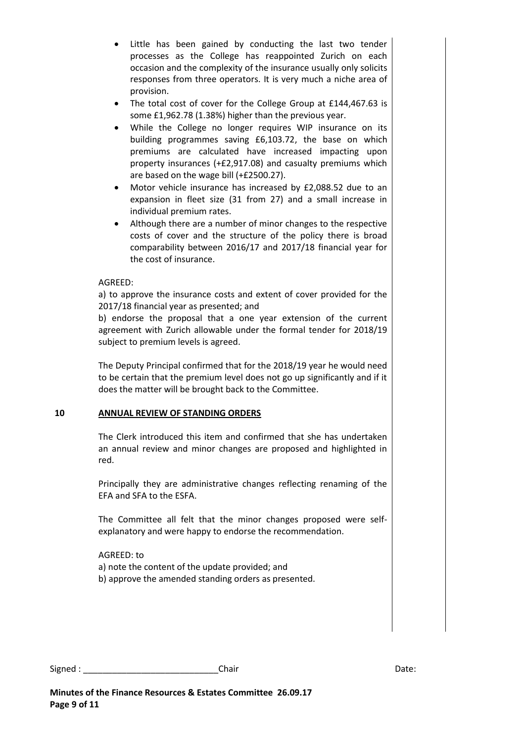- Little has been gained by conducting the last two tender processes as the College has reappointed Zurich on each occasion and the complexity of the insurance usually only solicits responses from three operators. It is very much a niche area of provision.
- The total cost of cover for the College Group at £144,467.63 is some £1,962.78 (1.38%) higher than the previous year.
- While the College no longer requires WIP insurance on its building programmes saving £6,103.72, the base on which premiums are calculated have increased impacting upon property insurances (+£2,917.08) and casualty premiums which are based on the wage bill (+£2500.27).
- Motor vehicle insurance has increased by £2,088.52 due to an expansion in fleet size (31 from 27) and a small increase in individual premium rates.
- Although there are a number of minor changes to the respective costs of cover and the structure of the policy there is broad comparability between 2016/17 and 2017/18 financial year for the cost of insurance.

AGREED:
a) to approve the insurance costs and extent of cover provided for the 2017/18 financial year as presented; and
b) endorse the proposal that a one year extension of the current agreement with Zurich allowable under the formal tender for 2018/19 subject to premium levels is agreed.

The Deputy Principal confirmed that for the 2018/19 year he would need to be certain that the premium level does not go up significantly and if it does the matter will be brought back to the Committee.

## 10 ANNUAL REVIEW OF STANDING ORDERS

The Clerk introduced this item and confirmed that she has undertaken an annual review and minor changes are proposed and highlighted in red.

Principally they are administrative changes reflecting renaming of the EFA and SFA to the ESFA.

The Committee all felt that the minor changes proposed were self-explanatory and were happy to endorse the recommendation.

AGREED: to
a) note the content of the update provided; and
b) approve the amended standing orders as presented.

Signed : ___________________________Chair Date: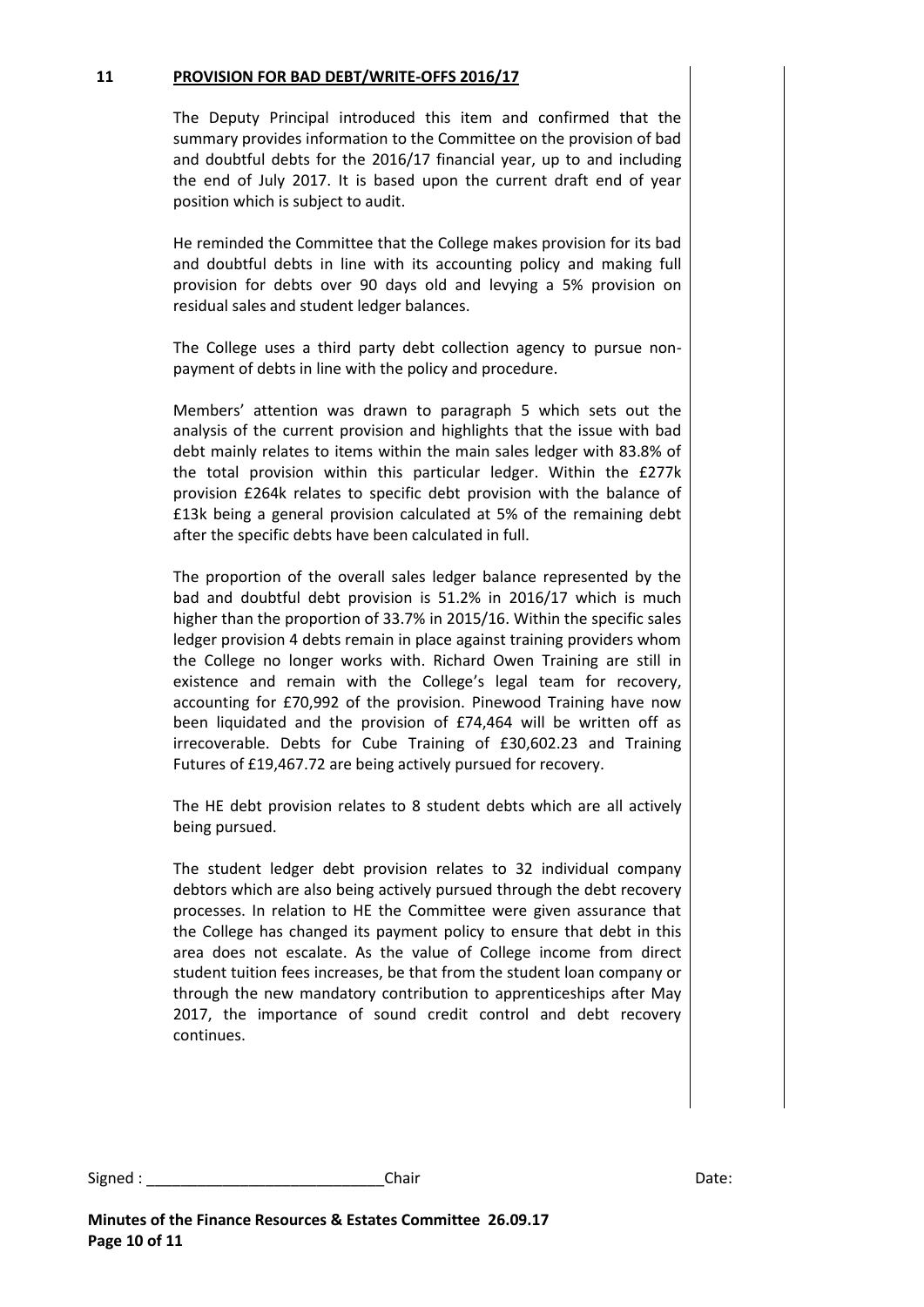## 11 PROVISION FOR BAD DEBT/WRITE-OFFS 2016/17

The Deputy Principal introduced this item and confirmed that the summary provides information to the Committee on the provision of bad and doubtful debts for the 2016/17 financial year, up to and including the end of July 2017. It is based upon the current draft end of year position which is subject to audit.

He reminded the Committee that the College makes provision for its bad and doubtful debts in line with its accounting policy and making full provision for debts over 90 days old and levying a 5% provision on residual sales and student ledger balances.

The College uses a third party debt collection agency to pursue non-payment of debts in line with the policy and procedure.

Members' attention was drawn to paragraph 5 which sets out the analysis of the current provision and highlights that the issue with bad debt mainly relates to items within the main sales ledger with 83.8% of the total provision within this particular ledger. Within the £277k provision £264k relates to specific debt provision with the balance of £13k being a general provision calculated at 5% of the remaining debt after the specific debts have been calculated in full.

The proportion of the overall sales ledger balance represented by the bad and doubtful debt provision is 51.2% in 2016/17 which is much higher than the proportion of 33.7% in 2015/16. Within the specific sales ledger provision 4 debts remain in place against training providers whom the College no longer works with. Richard Owen Training are still in existence and remain with the College's legal team for recovery, accounting for £70,992 of the provision. Pinewood Training have now been liquidated and the provision of £74,464 will be written off as irrecoverable. Debts for Cube Training of £30,602.23 and Training Futures of £19,467.72 are being actively pursued for recovery.

The HE debt provision relates to 8 student debts which are all actively being pursued.

The student ledger debt provision relates to 32 individual company debtors which are also being actively pursued through the debt recovery processes. In relation to HE the Committee were given assurance that the College has changed its payment policy to ensure that debt in this area does not escalate. As the value of College income from direct student tuition fees increases, be that from the student loan company or through the new mandatory contribution to apprenticeships after May 2017, the importance of sound credit control and debt recovery continues.

Signed : ___________________________ Chair Date: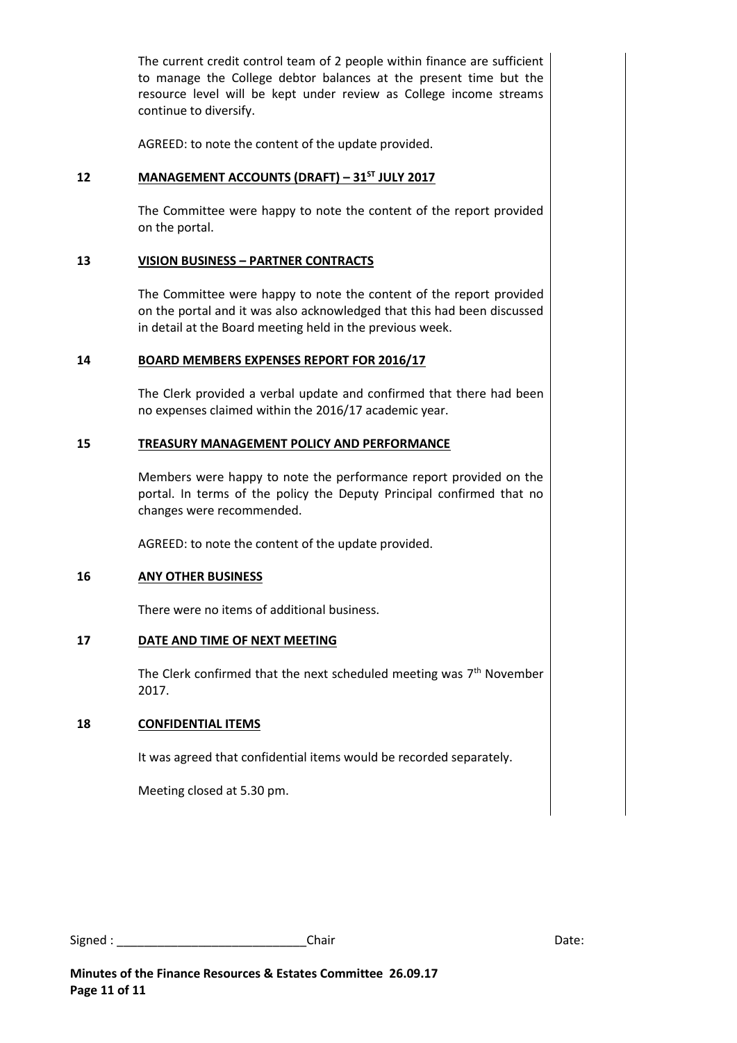The current credit control team of 2 people within finance are sufficient to manage the College debtor balances at the present time but the resource level will be kept under review as College income streams continue to diversify.

AGREED: to note the content of the update provided.

**12 MANAGEMENT ACCOUNTS (DRAFT) – 31[ST] JULY 2017**

The Committee were happy to note the content of the report provided on the portal.

**13 VISION BUSINESS – PARTNER CONTRACTS**

The Committee were happy to note the content of the report provided on the portal and it was also acknowledged that this had been discussed in detail at the Board meeting held in the previous week.

**14 BOARD MEMBERS EXPENSES REPORT FOR 2016/17**

The Clerk provided a verbal update and confirmed that there had been no expenses claimed within the 2016/17 academic year.

**15 TREASURY MANAGEMENT POLICY AND PERFORMANCE**

Members were happy to note the performance report provided on the portal. In terms of the policy the Deputy Principal confirmed that no changes were recommended.

AGREED: to note the content of the update provided.

**16 ANY OTHER BUSINESS**

There were no items of additional business.

**17 DATE AND TIME OF NEXT MEETING**

The Clerk confirmed that the next scheduled meeting was 7[th] November 2017.

**18 CONFIDENTIAL ITEMS**

It was agreed that confidential items would be recorded separately.

Meeting closed at 5.30 pm.

Signed : ____________________________Chair Date:

**Minutes of the Finance Resources & Estates Committee 26.09.17**